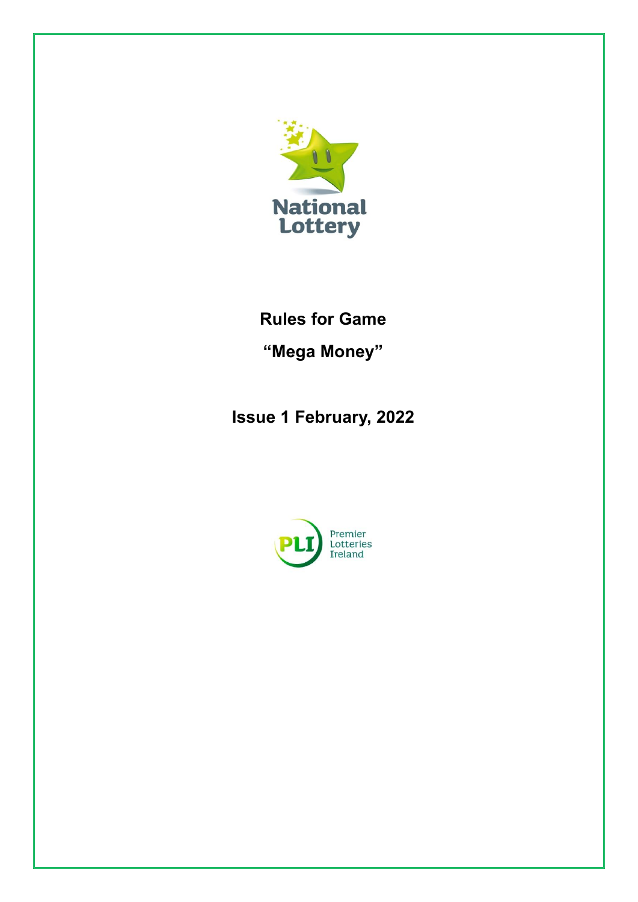National Lottery

# Rules for Game

# "Mega Money"

## Issue 1 February, 2022

Premier Lotteries Ireland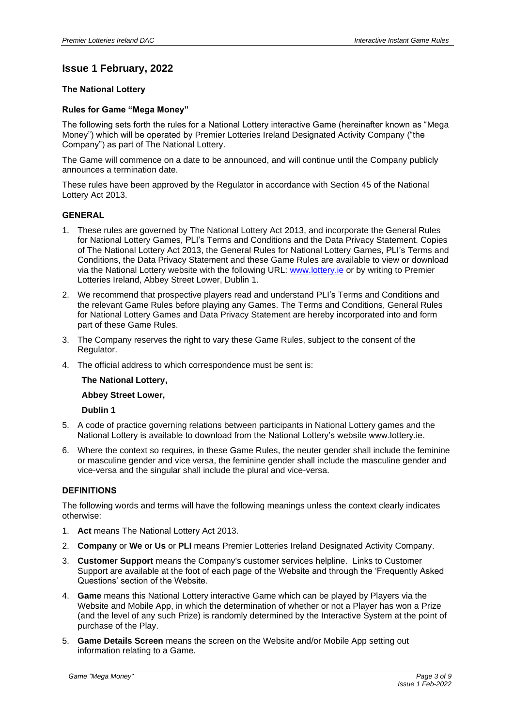## Issue 1 February, 2022

**The National Lottery**

**Rules for Game "Mega Money"**

The following sets forth the rules for a National Lottery interactive Game (hereinafter known as "Mega Money") which will be operated by Premier Lotteries Ireland Designated Activity Company ("the Company") as part of The National Lottery.

The Game will commence on a date to be announced, and will continue until the Company publicly announces a termination date.

These rules have been approved by the Regulator in accordance with Section 45 of the National Lottery Act 2013.

### GENERAL

1. These rules are governed by The National Lottery Act 2013, and incorporate the General Rules for National Lottery Games, PLI's Terms and Conditions and the Data Privacy Statement. Copies of The National Lottery Act 2013, the General Rules for National Lottery Games, PLI's Terms and Conditions, the Data Privacy Statement and these Game Rules are available to view or download via the National Lottery website with the following URL: www.lottery.ie or by writing to Premier Lotteries Ireland, Abbey Street Lower, Dublin 1.
2. We recommend that prospective players read and understand PLI's Terms and Conditions and the relevant Game Rules before playing any Games. The Terms and Conditions, General Rules for National Lottery Games and Data Privacy Statement are hereby incorporated into and form part of these Game Rules.
3. The Company reserves the right to vary these Game Rules, subject to the consent of the Regulator.
4. The official address to which correspondence must be sent is:

   **The National Lottery,**

   **Abbey Street Lower,**

   **Dublin 1**

5. A code of practice governing relations between participants in National Lottery games and the National Lottery is available to download from the National Lottery's website www.lottery.ie.
6. Where the context so requires, in these Game Rules, the neuter gender shall include the feminine or masculine gender and vice versa, the feminine gender shall include the masculine gender and vice-versa and the singular shall include the plural and vice-versa.

### DEFINITIONS

The following words and terms will have the following meanings unless the context clearly indicates otherwise:

1. **Act** means The National Lottery Act 2013.
2. **Company** or **We** or **Us** or **PLI** means Premier Lotteries Ireland Designated Activity Company.
3. **Customer Support** means the Company's customer services helpline. Links to Customer Support are available at the foot of each page of the Website and through the 'Frequently Asked Questions' section of the Website.
4. **Game** means this National Lottery interactive Game which can be played by Players via the Website and Mobile App, in which the determination of whether or not a Player has won a Prize (and the level of any such Prize) is randomly determined by the Interactive System at the point of purchase of the Play.
5. **Game Details Screen** means the screen on the Website and/or Mobile App setting out information relating to a Game.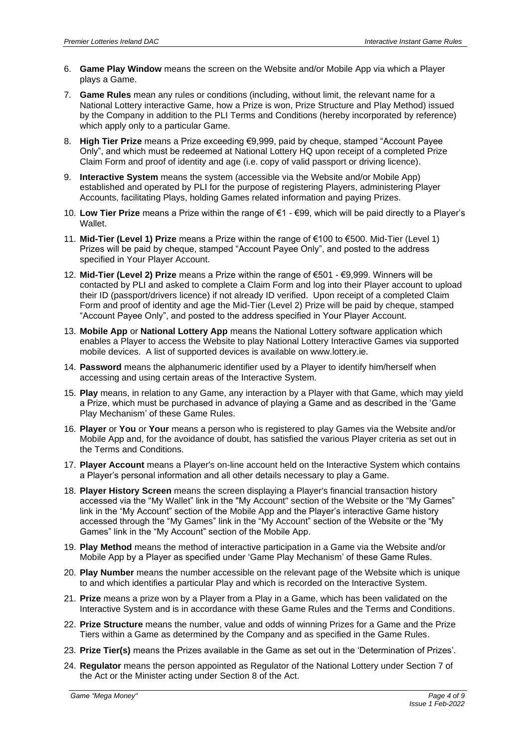6. **Game Play Window** means the screen on the Website and/or Mobile App via which a Player plays a Game.

7. **Game Rules** mean any rules or conditions (including, without limit, the relevant name for a National Lottery interactive Game, how a Prize is won, Prize Structure and Play Method) issued by the Company in addition to the PLI Terms and Conditions (hereby incorporated by reference) which apply only to a particular Game.

8. **High Tier Prize** means a Prize exceeding €9,999, paid by cheque, stamped "Account Payee Only", and which must be redeemed at National Lottery HQ upon receipt of a completed Prize Claim Form and proof of identity and age (i.e. copy of valid passport or driving licence).

9. **Interactive System** means the system (accessible via the Website and/or Mobile App) established and operated by PLI for the purpose of registering Players, administering Player Accounts, facilitating Plays, holding Games related information and paying Prizes.

10. **Low Tier Prize** means a Prize within the range of €1 - €99, which will be paid directly to a Player's Wallet.

11. **Mid-Tier (Level 1) Prize** means a Prize within the range of €100 to €500. Mid-Tier (Level 1) Prizes will be paid by cheque, stamped "Account Payee Only", and posted to the address specified in Your Player Account.

12. **Mid-Tier (Level 2) Prize** means a Prize within the range of €501 - €9,999. Winners will be contacted by PLI and asked to complete a Claim Form and log into their Player account to upload their ID (passport/drivers licence) if not already ID verified. Upon receipt of a completed Claim Form and proof of identity and age the Mid-Tier (Level 2) Prize will be paid by cheque, stamped "Account Payee Only", and posted to the address specified in Your Player Account.

13. **Mobile App** or **National Lottery App** means the National Lottery software application which enables a Player to access the Website to play National Lottery Interactive Games via supported mobile devices. A list of supported devices is available on www.lottery.ie.

14. **Password** means the alphanumeric identifier used by a Player to identify him/herself when accessing and using certain areas of the Interactive System.

15. **Play** means, in relation to any Game, any interaction by a Player with that Game, which may yield a Prize, which must be purchased in advance of playing a Game and as described in the 'Game Play Mechanism' of these Game Rules.

16. **Player** or **You** or **Your** means a person who is registered to play Games via the Website and/or Mobile App and, for the avoidance of doubt, has satisfied the various Player criteria as set out in the Terms and Conditions.

17. **Player Account** means a Player's on-line account held on the Interactive System which contains a Player's personal information and all other details necessary to play a Game.

18. **Player History Screen** means the screen displaying a Player's financial transaction history accessed via the "My Wallet" link in the "My Account" section of the Website or the "My Games" link in the "My Account" section of the Mobile App and the Player's interactive Game history accessed through the "My Games" link in the "My Account" section of the Website or the "My Games" link in the "My Account" section of the Mobile App.

19. **Play Method** means the method of interactive participation in a Game via the Website and/or Mobile App by a Player as specified under 'Game Play Mechanism' of these Game Rules.

20. **Play Number** means the number accessible on the relevant page of the Website which is unique to and which identifies a particular Play and which is recorded on the Interactive System.

21. **Prize** means a prize won by a Player from a Play in a Game, which has been validated on the Interactive System and is in accordance with these Game Rules and the Terms and Conditions.

22. **Prize Structure** means the number, value and odds of winning Prizes for a Game and the Prize Tiers within a Game as determined by the Company and as specified in the Game Rules.

23. **Prize Tier(s)** means the Prizes available in the Game as set out in the 'Determination of Prizes'.

24. **Regulator** means the person appointed as Regulator of the National Lottery under Section 7 of the Act or the Minister acting under Section 8 of the Act.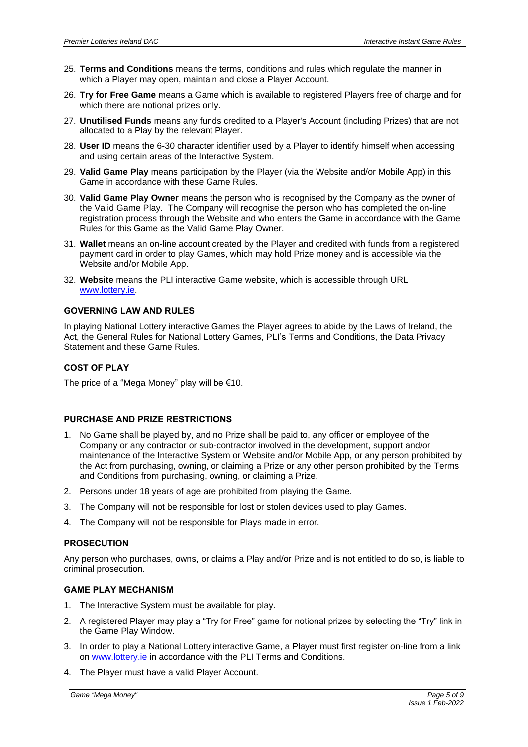25. **Terms and Conditions** means the terms, conditions and rules which regulate the manner in which a Player may open, maintain and close a Player Account.
26. **Try for Free Game** means a Game which is available to registered Players free of charge and for which there are notional prizes only.
27. **Unutilised Funds** means any funds credited to a Player's Account (including Prizes) that are not allocated to a Play by the relevant Player.
28. **User ID** means the 6-30 character identifier used by a Player to identify himself when accessing and using certain areas of the Interactive System.
29. **Valid Game Play** means participation by the Player (via the Website and/or Mobile App) in this Game in accordance with these Game Rules.
30. **Valid Game Play Owner** means the person who is recognised by the Company as the owner of the Valid Game Play. The Company will recognise the person who has completed the on-line registration process through the Website and who enters the Game in accordance with the Game Rules for this Game as the Valid Game Play Owner.
31. **Wallet** means an on-line account created by the Player and credited with funds from a registered payment card in order to play Games, which may hold Prize money and is accessible via the Website and/or Mobile App.
32. **Website** means the PLI interactive Game website, which is accessible through URL www.lottery.ie.

#### GOVERNING LAW AND RULES

In playing National Lottery interactive Games the Player agrees to abide by the Laws of Ireland, the Act, the General Rules for National Lottery Games, PLI's Terms and Conditions, the Data Privacy Statement and these Game Rules.

#### COST OF PLAY

The price of a "Mega Money" play will be €10.

#### PURCHASE AND PRIZE RESTRICTIONS

1. No Game shall be played by, and no Prize shall be paid to, any officer or employee of the Company or any contractor or sub-contractor involved in the development, support and/or maintenance of the Interactive System or Website and/or Mobile App, or any person prohibited by the Act from purchasing, owning, or claiming a Prize or any other person prohibited by the Terms and Conditions from purchasing, owning, or claiming a Prize.
2. Persons under 18 years of age are prohibited from playing the Game.
3. The Company will not be responsible for lost or stolen devices used to play Games.
4. The Company will not be responsible for Plays made in error.

#### PROSECUTION

Any person who purchases, owns, or claims a Play and/or Prize and is not entitled to do so, is liable to criminal prosecution.

#### GAME PLAY MECHANISM

1. The Interactive System must be available for play.
2. A registered Player may play a "Try for Free" game for notional prizes by selecting the "Try" link in the Game Play Window.
3. In order to play a National Lottery interactive Game, a Player must first register on-line from a link on www.lottery.ie in accordance with the PLI Terms and Conditions.
4. The Player must have a valid Player Account.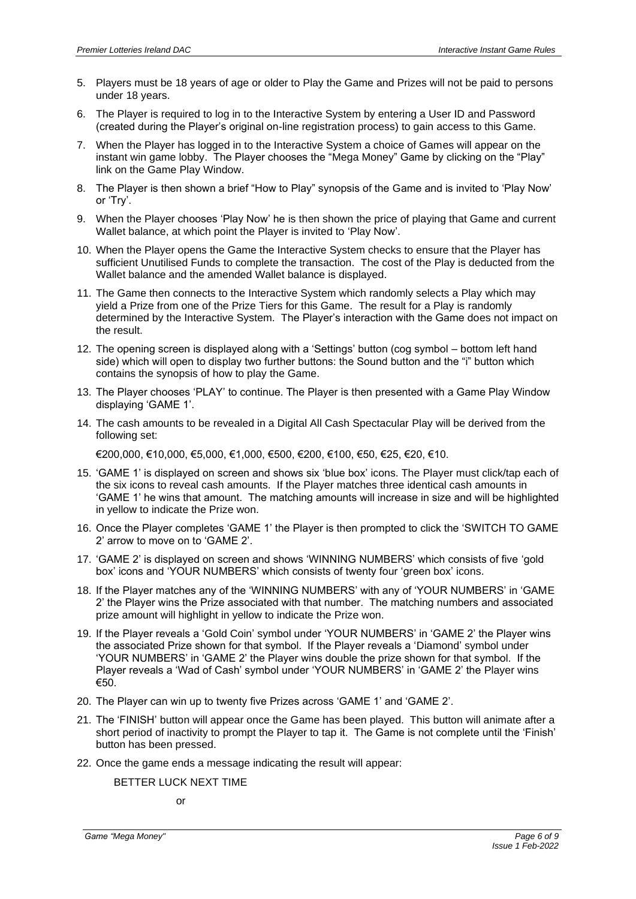5. Players must be 18 years of age or older to Play the Game and Prizes will not be paid to persons under 18 years.
6. The Player is required to log in to the Interactive System by entering a User ID and Password (created during the Player's original on-line registration process) to gain access to this Game.
7. When the Player has logged in to the Interactive System a choice of Games will appear on the instant win game lobby. The Player chooses the "Mega Money" Game by clicking on the "Play" link on the Game Play Window.
8. The Player is then shown a brief "How to Play" synopsis of the Game and is invited to 'Play Now' or 'Try'.
9. When the Player chooses 'Play Now' he is then shown the price of playing that Game and current Wallet balance, at which point the Player is invited to 'Play Now'.
10. When the Player opens the Game the Interactive System checks to ensure that the Player has sufficient Unutilised Funds to complete the transaction. The cost of the Play is deducted from the Wallet balance and the amended Wallet balance is displayed.
11. The Game then connects to the Interactive System which randomly selects a Play which may yield a Prize from one of the Prize Tiers for this Game. The result for a Play is randomly determined by the Interactive System. The Player's interaction with the Game does not impact on the result.
12. The opening screen is displayed along with a 'Settings' button (cog symbol – bottom left hand side) which will open to display two further buttons: the Sound button and the "i" button which contains the synopsis of how to play the Game.
13. The Player chooses 'PLAY' to continue. The Player is then presented with a Game Play Window displaying 'GAME 1'.
14. The cash amounts to be revealed in a Digital All Cash Spectacular Play will be derived from the following set:

    €200,000, €10,000, €5,000, €1,000, €500, €200, €100, €50, €25, €20, €10.

15. 'GAME 1' is displayed on screen and shows six 'blue box' icons. The Player must click/tap each of the six icons to reveal cash amounts. If the Player matches three identical cash amounts in 'GAME 1' he wins that amount. The matching amounts will increase in size and will be highlighted in yellow to indicate the Prize won.
16. Once the Player completes 'GAME 1' the Player is then prompted to click the 'SWITCH TO GAME 2' arrow to move on to 'GAME 2'.
17. 'GAME 2' is displayed on screen and shows 'WINNING NUMBERS' which consists of five 'gold box' icons and 'YOUR NUMBERS' which consists of twenty four 'green box' icons.
18. If the Player matches any of the 'WINNING NUMBERS' with any of 'YOUR NUMBERS' in 'GAME 2' the Player wins the Prize associated with that number. The matching numbers and associated prize amount will highlight in yellow to indicate the Prize won.
19. If the Player reveals a 'Gold Coin' symbol under 'YOUR NUMBERS' in 'GAME 2' the Player wins the associated Prize shown for that symbol. If the Player reveals a 'Diamond' symbol under 'YOUR NUMBERS' in 'GAME 2' the Player wins double the prize shown for that symbol. If the Player reveals a 'Wad of Cash' symbol under 'YOUR NUMBERS' in 'GAME 2' the Player wins €50.
20. The Player can win up to twenty five Prizes across 'GAME 1' and 'GAME 2'.
21. The 'FINISH' button will appear once the Game has been played. This button will animate after a short period of inactivity to prompt the Player to tap it. The Game is not complete until the 'Finish' button has been pressed.
22. Once the game ends a message indicating the result will appear:

    BETTER LUCK NEXT TIME

    or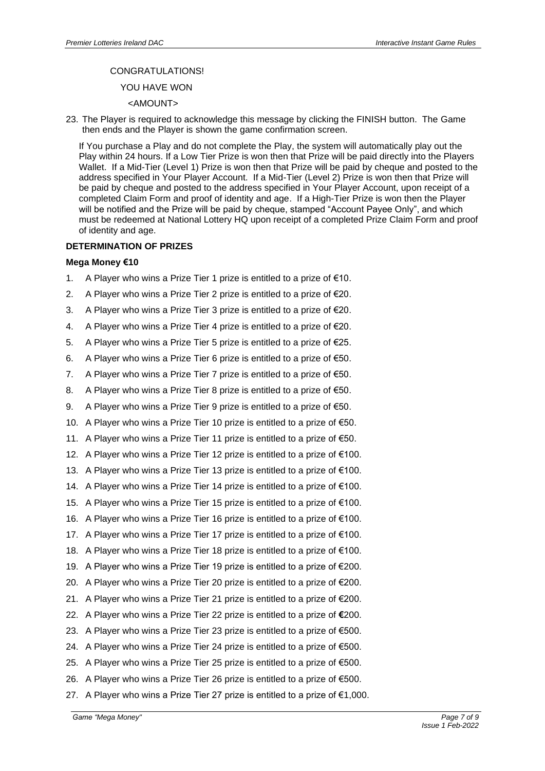CONGRATULATIONS!

YOU HAVE WON

<AMOUNT>

23. The Player is required to acknowledge this message by clicking the FINISH button. The Game then ends and the Player is shown the game confirmation screen.

If You purchase a Play and do not complete the Play, the system will automatically play out the Play within 24 hours. If a Low Tier Prize is won then that Prize will be paid directly into the Players Wallet. If a Mid-Tier (Level 1) Prize is won then that Prize will be paid by cheque and posted to the address specified in Your Player Account. If a Mid-Tier (Level 2) Prize is won then that Prize will be paid by cheque and posted to the address specified in Your Player Account, upon receipt of a completed Claim Form and proof of identity and age. If a High-Tier Prize is won then the Player will be notified and the Prize will be paid by cheque, stamped "Account Payee Only", and which must be redeemed at National Lottery HQ upon receipt of a completed Prize Claim Form and proof of identity and age.

**DETERMINATION OF PRIZES**

**Mega Money €10**

1. A Player who wins a Prize Tier 1 prize is entitled to a prize of €10.
2. A Player who wins a Prize Tier 2 prize is entitled to a prize of €20.
3. A Player who wins a Prize Tier 3 prize is entitled to a prize of €20.
4. A Player who wins a Prize Tier 4 prize is entitled to a prize of €20.
5. A Player who wins a Prize Tier 5 prize is entitled to a prize of €25.
6. A Player who wins a Prize Tier 6 prize is entitled to a prize of €50.
7. A Player who wins a Prize Tier 7 prize is entitled to a prize of €50.
8. A Player who wins a Prize Tier 8 prize is entitled to a prize of €50.
9. A Player who wins a Prize Tier 9 prize is entitled to a prize of €50.
10. A Player who wins a Prize Tier 10 prize is entitled to a prize of €50.
11. A Player who wins a Prize Tier 11 prize is entitled to a prize of €50.
12. A Player who wins a Prize Tier 12 prize is entitled to a prize of €100.
13. A Player who wins a Prize Tier 13 prize is entitled to a prize of €100.
14. A Player who wins a Prize Tier 14 prize is entitled to a prize of €100.
15. A Player who wins a Prize Tier 15 prize is entitled to a prize of €100.
16. A Player who wins a Prize Tier 16 prize is entitled to a prize of €100.
17. A Player who wins a Prize Tier 17 prize is entitled to a prize of €100.
18. A Player who wins a Prize Tier 18 prize is entitled to a prize of €100.
19. A Player who wins a Prize Tier 19 prize is entitled to a prize of €200.
20. A Player who wins a Prize Tier 20 prize is entitled to a prize of €200.
21. A Player who wins a Prize Tier 21 prize is entitled to a prize of €200.
22. A Player who wins a Prize Tier 22 prize is entitled to a prize of €200.
23. A Player who wins a Prize Tier 23 prize is entitled to a prize of €500.
24. A Player who wins a Prize Tier 24 prize is entitled to a prize of €500.
25. A Player who wins a Prize Tier 25 prize is entitled to a prize of €500.
26. A Player who wins a Prize Tier 26 prize is entitled to a prize of €500.
27. A Player who wins a Prize Tier 27 prize is entitled to a prize of €1,000.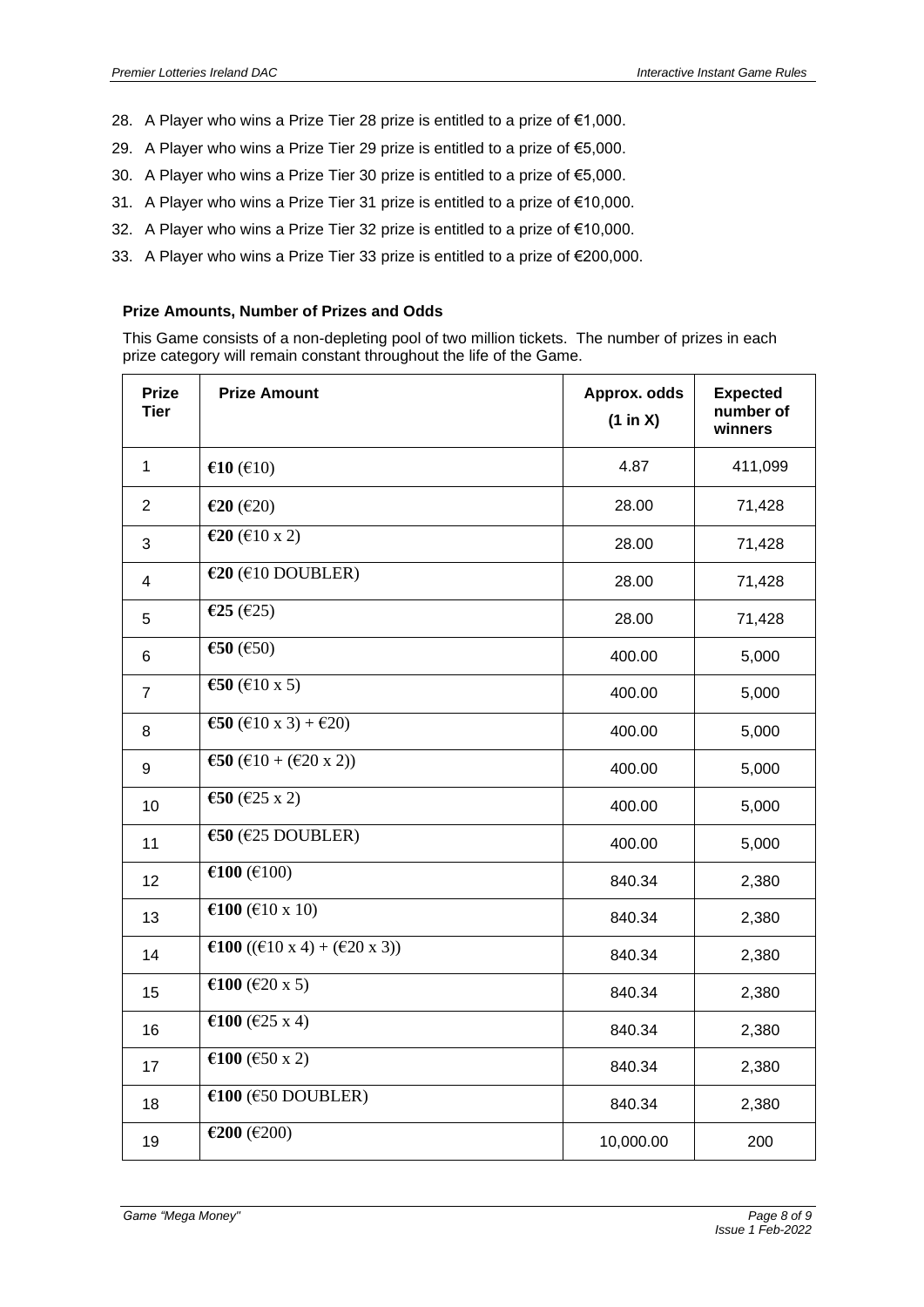28. A Player who wins a Prize Tier 28 prize is entitled to a prize of €1,000.
29. A Player who wins a Prize Tier 29 prize is entitled to a prize of €5,000.
30. A Player who wins a Prize Tier 30 prize is entitled to a prize of €5,000.
31. A Player who wins a Prize Tier 31 prize is entitled to a prize of €10,000.
32. A Player who wins a Prize Tier 32 prize is entitled to a prize of €10,000.
33. A Player who wins a Prize Tier 33 prize is entitled to a prize of €200,000.

**Prize Amounts, Number of Prizes and Odds**

This Game consists of a non-depleting pool of two million tickets. The number of prizes in each prize category will remain constant throughout the life of the Game.

| Prize Tier | Prize Amount | Approx. odds (1 in X) | Expected number of winners |
|---|---|---|---|
| 1 | **€10** (€10) | 4.87 | 411,099 |
| 2 | **€20** (€20) | 28.00 | 71,428 |
| 3 | **€20** (€10 x 2) | 28.00 | 71,428 |
| 4 | **€20** (€10 DOUBLER) | 28.00 | 71,428 |
| 5 | **€25** (€25) | 28.00 | 71,428 |
| 6 | **€50** (€50) | 400.00 | 5,000 |
| 7 | **€50** (€10 x 5) | 400.00 | 5,000 |
| 8 | **€50** (€10 x 3) + €20) | 400.00 | 5,000 |
| 9 | **€50** (€10 + (€20 x 2)) | 400.00 | 5,000 |
| 10 | **€50** (€25 x 2) | 400.00 | 5,000 |
| 11 | **€50** (€25 DOUBLER) | 400.00 | 5,000 |
| 12 | **€100** (€100) | 840.34 | 2,380 |
| 13 | **€100** (€10 x 10) | 840.34 | 2,380 |
| 14 | **€100** ((€10 x 4) + (€20 x 3)) | 840.34 | 2,380 |
| 15 | **€100** (€20 x 5) | 840.34 | 2,380 |
| 16 | **€100** (€25 x 4) | 840.34 | 2,380 |
| 17 | **€100** (€50 x 2) | 840.34 | 2,380 |
| 18 | **€100** (€50 DOUBLER) | 840.34 | 2,380 |
| 19 | **€200** (€200) | 10,000.00 | 200 |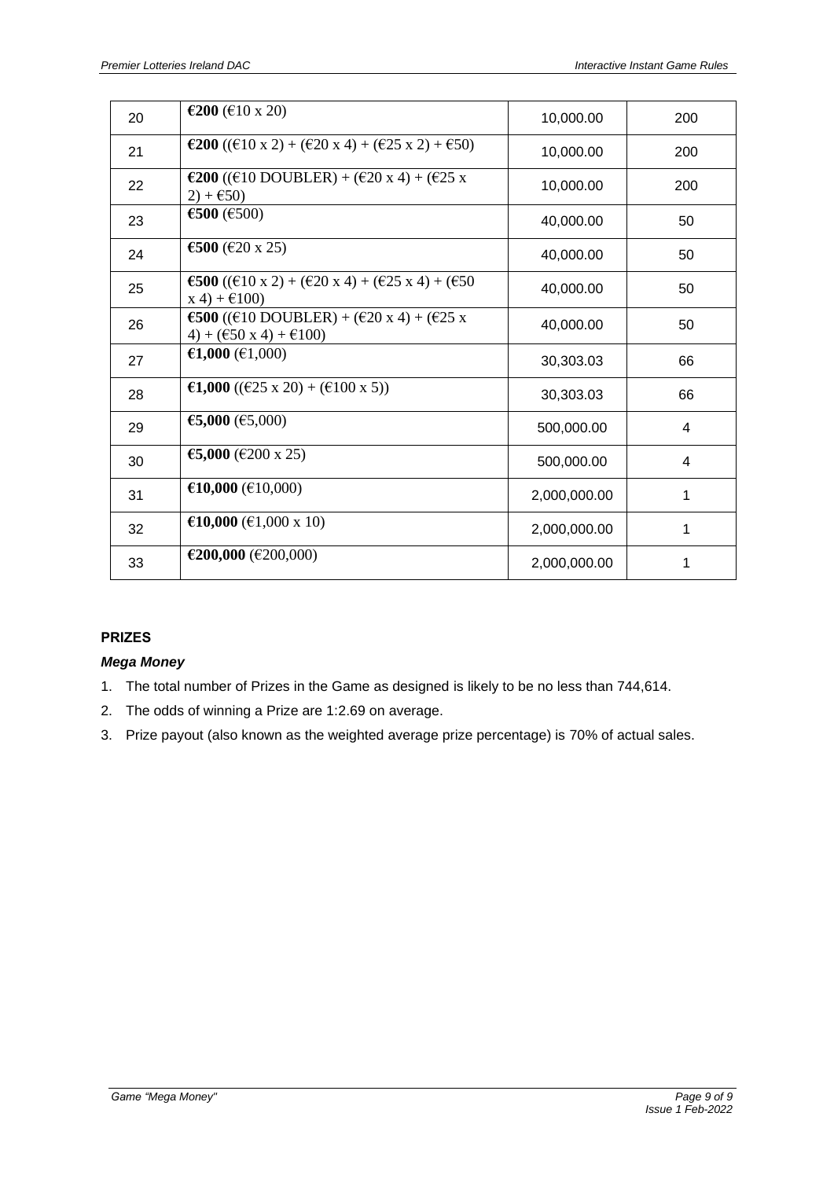| | | | |
|---|---|---|---|
| 20 | **€200** (€10 x 20) | 10,000.00 | 200 |
| 21 | **€200** ((€10 x 2) + (€20 x 4) + (€25 x 2) + €50) | 10,000.00 | 200 |
| 22 | **€200** ((€10 DOUBLER) + (€20 x 4) + (€25 x 2) + €50) | 10,000.00 | 200 |
| 23 | **€500** (€500) | 40,000.00 | 50 |
| 24 | **€500** (€20 x 25) | 40,000.00 | 50 |
| 25 | **€500** ((€10 x 2) + (€20 x 4) + (€25 x 4) + (€50 x 4) + €100) | 40,000.00 | 50 |
| 26 | **€500** ((€10 DOUBLER) + (€20 x 4) + (€25 x 4) + (€50 x 4) + €100) | 40,000.00 | 50 |
| 27 | **€1,000** (€1,000) | 30,303.03 | 66 |
| 28 | **€1,000** ((€25 x 20) + (€100 x 5)) | 30,303.03 | 66 |
| 29 | **€5,000** (€5,000) | 500,000.00 | 4 |
| 30 | **€5,000** (€200 x 25) | 500,000.00 | 4 |
| 31 | **€10,000** (€10,000) | 2,000,000.00 | 1 |
| 32 | **€10,000** (€1,000 x 10) | 2,000,000.00 | 1 |
| 33 | **€200,000** (€200,000) | 2,000,000.00 | 1 |

**PRIZES**

***Mega Money***

1. The total number of Prizes in the Game as designed is likely to be no less than 744,614.
2. The odds of winning a Prize are 1:2.69 on average.
3. Prize payout (also known as the weighted average prize percentage) is 70% of actual sales.